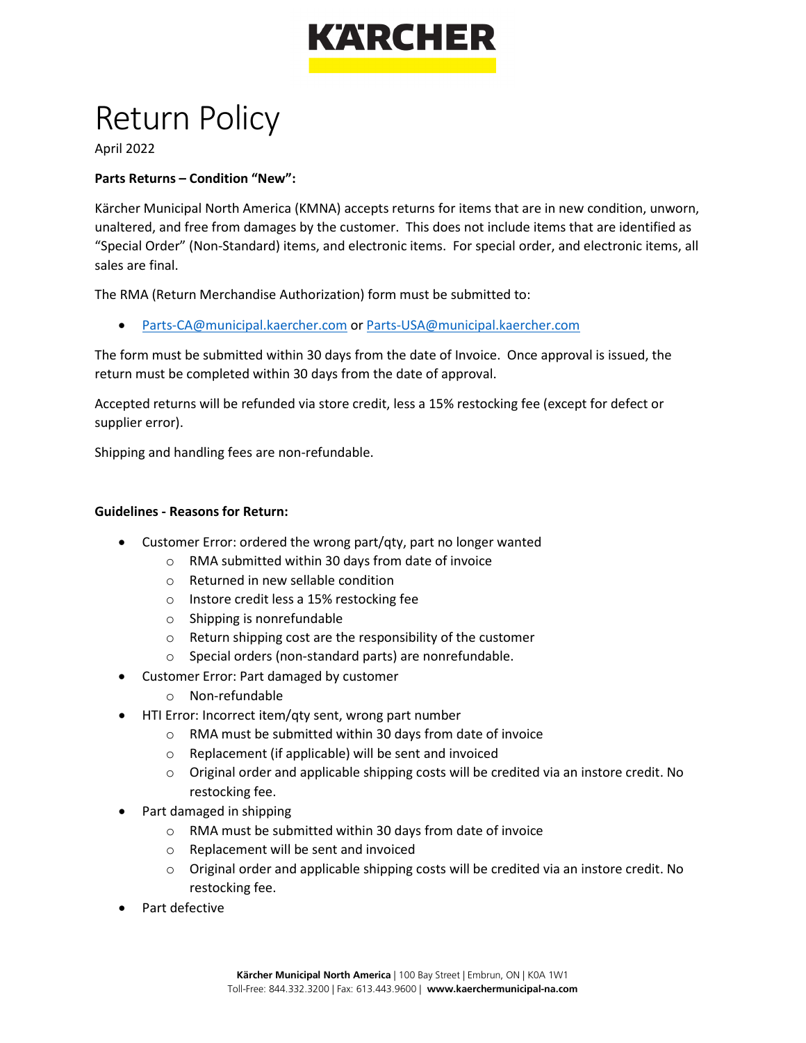# Return Policy

April 2022

**Parts Returns – Condition "New":**

Kärcher Municipal North America (KMNA) accepts returns for items that are in new condition, unworn, unaltered, and free from damages by the customer. This does not include items that are identified as "Special Order" (Non-Standard) items, and electronic items. For special order, and electronic items, all sales are final.

The RMA (Return Merchandise Authorization) form must be submitted to:

- Parts-CA@municipal.kaercher.com or Parts-USA@municipal.kaercher.com

The form must be submitted within 30 days from the date of Invoice. Once approval is issued, the return must be completed within 30 days from the date of approval.

Accepted returns will be refunded via store credit, less a 15% restocking fee (except for defect or supplier error).

Shipping and handling fees are non-refundable.

**Guidelines - Reasons for Return:**

- Customer Error: ordered the wrong part/qty, part no longer wanted
  - RMA submitted within 30 days from date of invoice
  - Returned in new sellable condition
  - Instore credit less a 15% restocking fee
  - Shipping is nonrefundable
  - Return shipping cost are the responsibility of the customer
  - Special orders (non-standard parts) are nonrefundable.
- Customer Error: Part damaged by customer
  - Non-refundable
- HTI Error: Incorrect item/qty sent, wrong part number
  - RMA must be submitted within 30 days from date of invoice
  - Replacement (if applicable) will be sent and invoiced
  - Original order and applicable shipping costs will be credited via an instore credit. No restocking fee.
- Part damaged in shipping
  - RMA must be submitted within 30 days from date of invoice
  - Replacement will be sent and invoiced
  - Original order and applicable shipping costs will be credited via an instore credit. No restocking fee.
- Part defective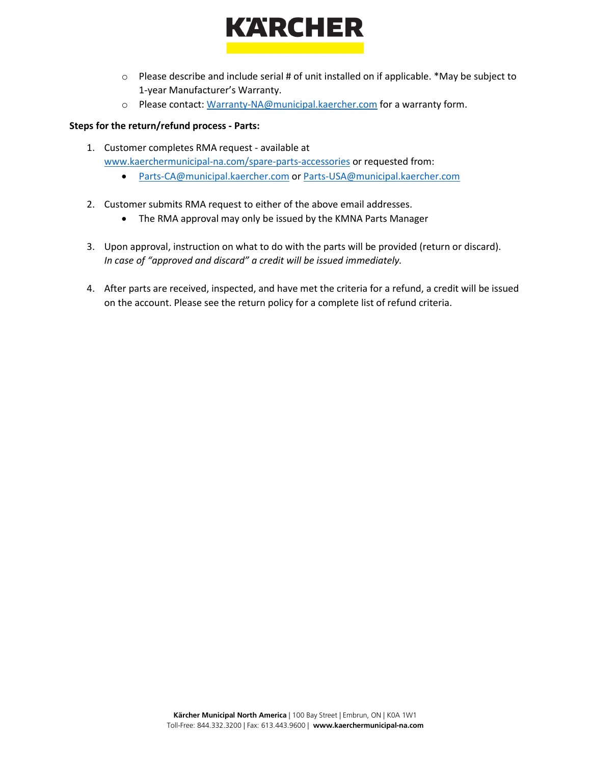- Please describe and include serial # of unit installed on if applicable. *May be subject to 1-year Manufacturer's Warranty.
- Please contact: Warranty-NA@municipal.kaercher.com for a warranty form.

**Steps for the return/refund process - Parts:**

1. Customer completes RMA request - available at www.kaerchermunicipal-na.com/spare-parts-accessories or requested from:
   - Parts-CA@municipal.kaercher.com or Parts-USA@municipal.kaercher.com

2. Customer submits RMA request to either of the above email addresses.
   - The RMA approval may only be issued by the KMNA Parts Manager

3. Upon approval, instruction on what to do with the parts will be provided (return or discard).
   *In case of "approved and discard" a credit will be issued immediately.*

4. After parts are received, inspected, and have met the criteria for a refund, a credit will be issued on the account. Please see the return policy for a complete list of refund criteria.